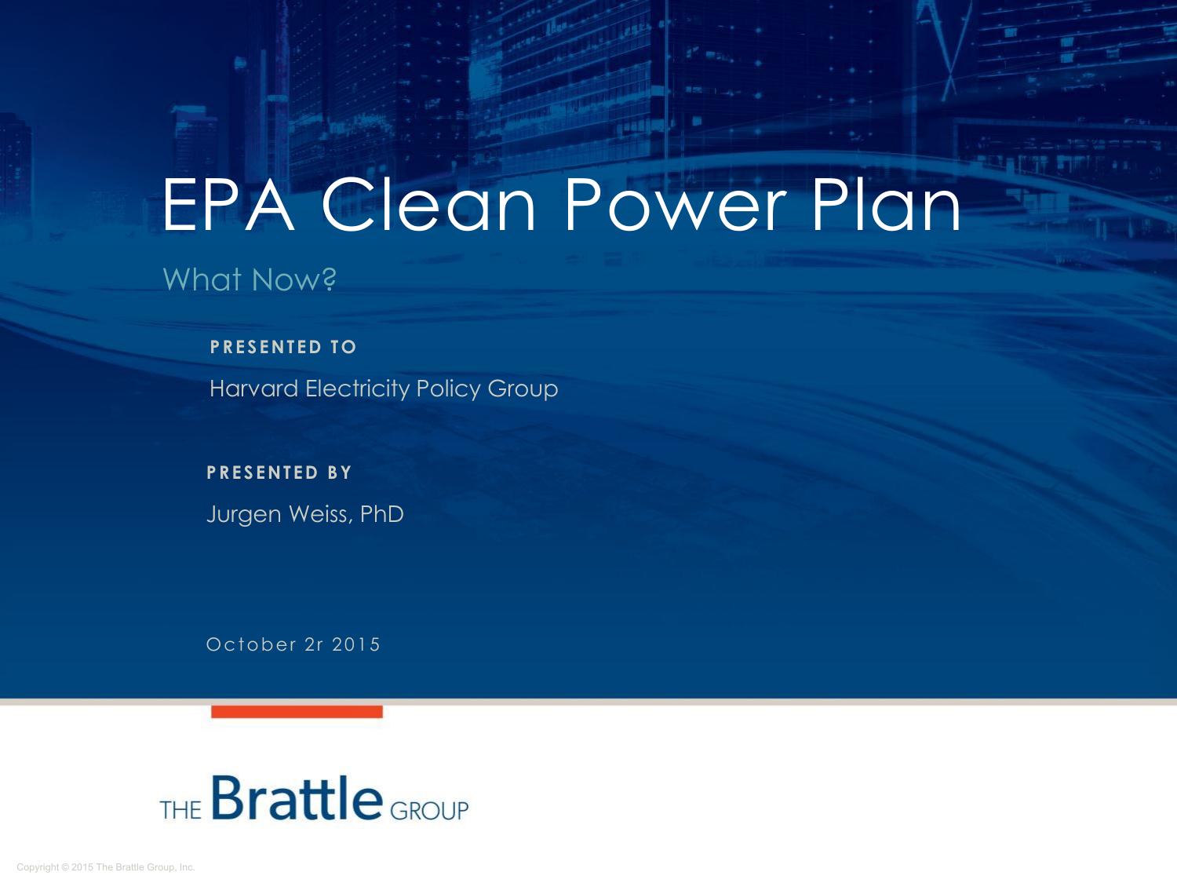# EPA Clean Power Plan

## What Now?

**PRESENTED TO**

Harvard Electricity Policy Group

**PRESENTED BY**

Jurgen Weiss, PhD

October 2r 2015

THE Brattle GROUP

Copyright © 2015 The Brattle Group, Inc.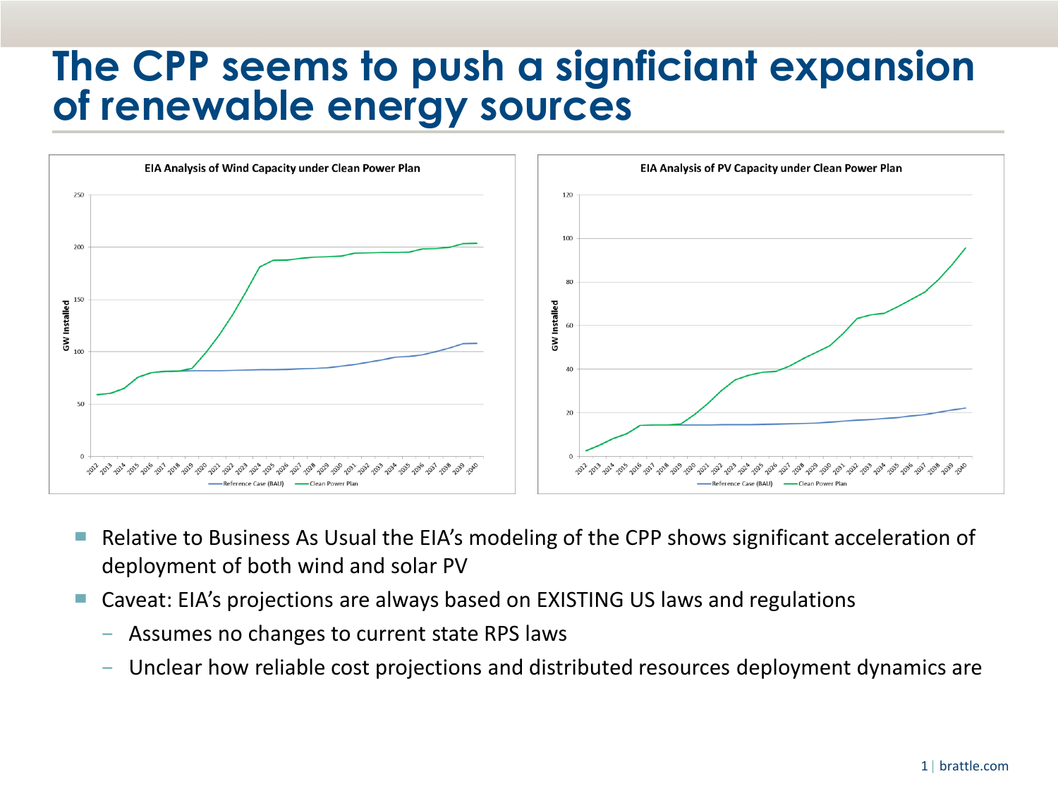# The CPP seems to push a signficiant expansion of renewable energy sources

**EIA Analysis of Wind Capacity under Clean Power Plan**

**EIA Analysis of PV Capacity under Clean Power Plan**

- Relative to Business As Usual the EIA's modeling of the CPP shows significant acceleration of deployment of both wind and solar PV
- Caveat: EIA's projections are always based on EXISTING US laws and regulations
  - Assumes no changes to current state RPS laws
  - Unclear how reliable cost projections and distributed resources deployment dynamics are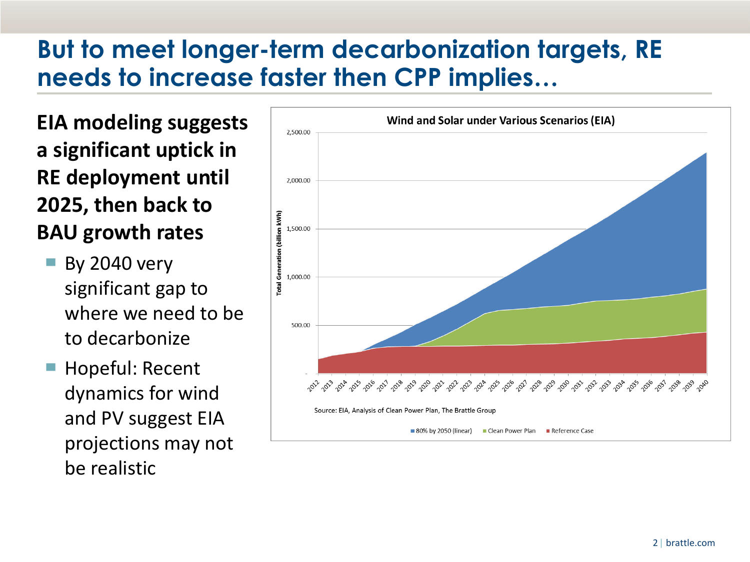# But to meet longer-term decarbonization targets, RE needs to increase faster then CPP implies…

**EIA modeling suggests a significant uptick in RE deployment until 2025, then back to BAU growth rates**

- By 2040 very significant gap to where we need to be to decarbonize
- Hopeful: Recent dynamics for wind and PV suggest EIA projections may not be realistic

**Wind and Solar under Various Scenarios (EIA)**

Source: EIA, Analysis of Clean Power Plan, The Brattle Group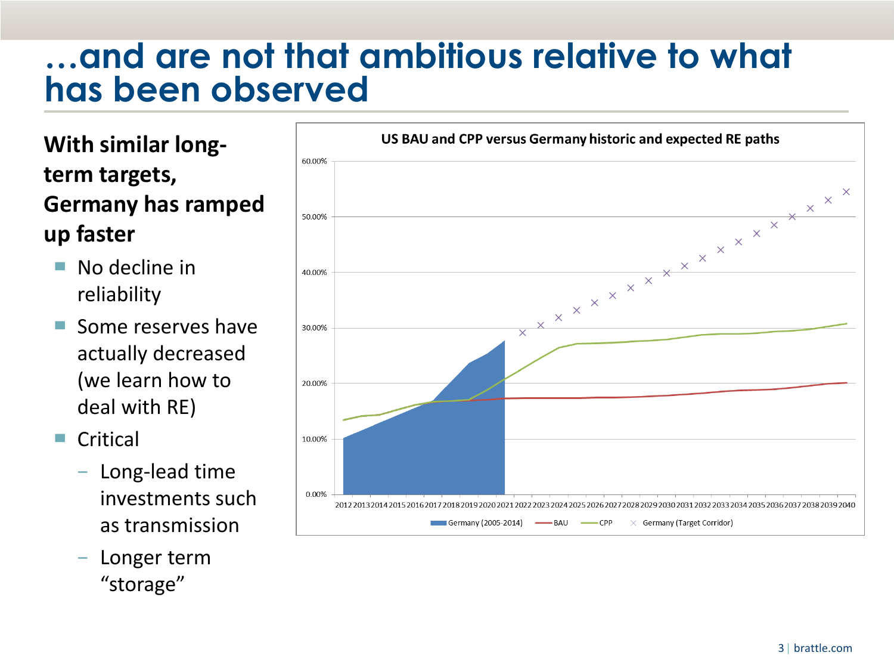# …and are not that ambitious relative to what has been observed

**With similar long-term targets, Germany has ramped up faster**

- No decline in reliability
- Some reserves have actually decreased (we learn how to deal with RE)
- Critical
  - Long-lead time investments such as transmission
  - Longer term "storage"

**US BAU and CPP versus Germany historic and expected RE paths**

Legend: Germany (2005-2014), BAU, CPP, Germany (Target Corridor)

Y-axis: 0.00%, 10.00%, 20.00%, 30.00%, 40.00%, 50.00%, 60.00%

X-axis: 2012, 2013, 2014, 2015, 2016, 2017, 2018, 2019, 2020, 2021, 2022, 2023, 2024, 2025, 2026, 2027, 2028, 2029, 2030, 2031, 2032, 2033, 2034, 2035, 2036, 2037, 2038, 2039, 2040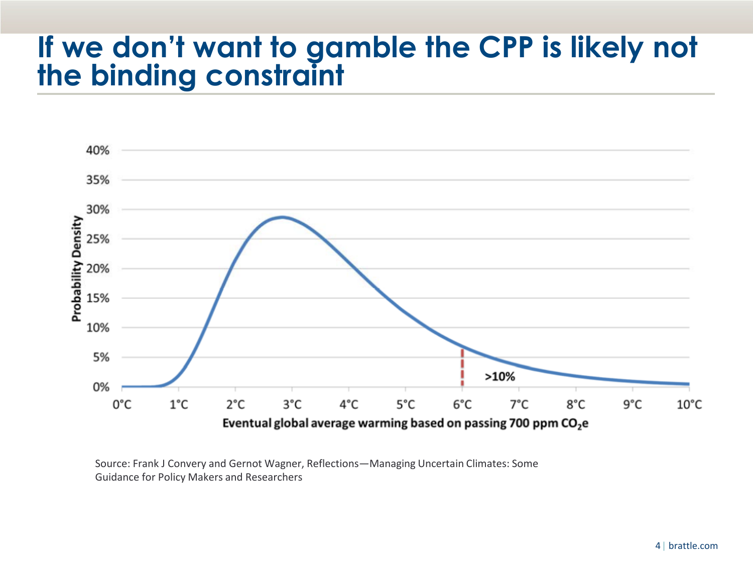# If we don't want to gamble the CPP is likely not the binding constraint

Probability Density

40%
35%
30%
25%
20%
15%
10%
5%
0%

>10%

0°C 1°C 2°C 3°C 4°C 5°C 6°C 7°C 8°C 9°C 10°C

Eventual global average warming based on passing 700 ppm $CO_2e$

Source: Frank J Convery and Gernot Wagner, Reflections—Managing Uncertain Climates: Some Guidance for Policy Makers and Researchers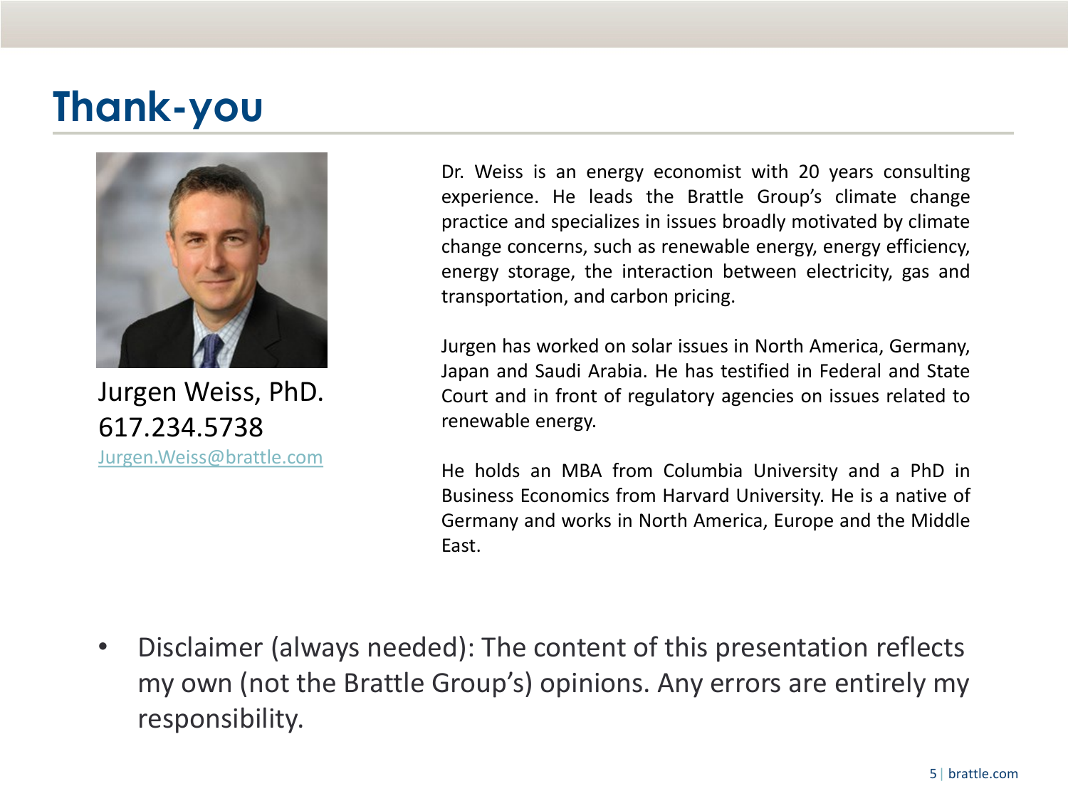# Thank-you

Jurgen Weiss, PhD.
617.234.5738
Jurgen.Weiss@brattle.com

Dr. Weiss is an energy economist with 20 years consulting experience. He leads the Brattle Group's climate change practice and specializes in issues broadly motivated by climate change concerns, such as renewable energy, energy efficiency, energy storage, the interaction between electricity, gas and transportation, and carbon pricing.

Jurgen has worked on solar issues in North America, Germany, Japan and Saudi Arabia. He has testified in Federal and State Court and in front of regulatory agencies on issues related to renewable energy.

He holds an MBA from Columbia University and a PhD in Business Economics from Harvard University. He is a native of Germany and works in North America, Europe and the Middle East.

- Disclaimer (always needed): The content of this presentation reflects my own (not the Brattle Group's) opinions. Any errors are entirely my responsibility.